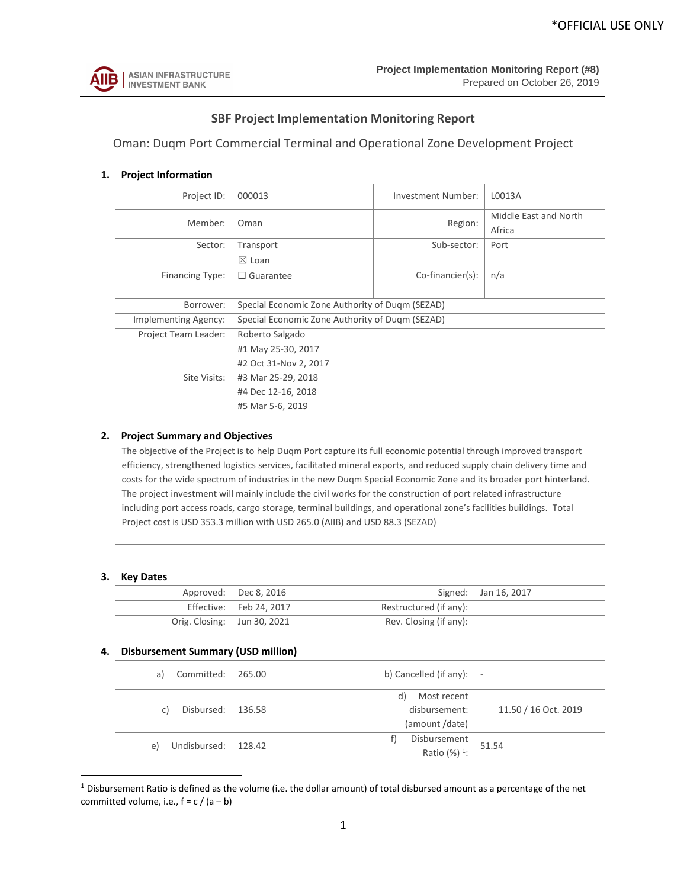*OFFICIAL USE ONLY

ASIAN INFRASTRUCTURE INVESTMENT BANK

**Project Implementation Monitoring Report (#8)**
Prepared on October 26, 2019

## SBF Project Implementation Monitoring Report

### Oman: Duqm Port Commercial Terminal and Operational Zone Development Project

### 1. Project Information

| | | | |
|---|---|---|---|
| Project ID: | 000013 | Investment Number: | L0013A |
| Member: | Oman | Region: | Middle East and North Africa |
| Sector: | Transport | Sub-sector: | Port |
| Financing Type: | ☒ Loan<br>☐ Guarantee | Co-financier(s): | n/a |
| Borrower: | Special Economic Zone Authority of Duqm (SEZAD) | | |
| Implementing Agency: | Special Economic Zone Authority of Duqm (SEZAD) | | |
| Project Team Leader: | Roberto Salgado | | |
| Site Visits: | #1 May 25-30, 2017<br>#2 Oct 31-Nov 2, 2017<br>#3 Mar 25-29, 2018<br>#4 Dec 12-16, 2018<br>#5 Mar 5-6, 2019 | | |

### 2. Project Summary and Objectives

The objective of the Project is to help Duqm Port capture its full economic potential through improved transport efficiency, strengthened logistics services, facilitated mineral exports, and reduced supply chain delivery time and costs for the wide spectrum of industries in the new Duqm Special Economic Zone and its broader port hinterland. The project investment will mainly include the civil works for the construction of port related infrastructure including port access roads, cargo storage, terminal buildings, and operational zone's facilities buildings. Total Project cost is USD 353.3 million with USD 265.0 (AIIB) and USD 88.3 (SEZAD)

### 3. Key Dates

| | | | |
|---|---|---|---|
| Approved: | Dec 8, 2016 | Signed: | Jan 16, 2017 |
| Effective: | Feb 24, 2017 | Restructured (if any): | |
| Orig. Closing: | Jun 30, 2021 | Rev. Closing (if any): | |

### 4. Disbursement Summary (USD million)

| | | | |
|---|---|---|---|
| a) Committed: | 265.00 | b) Cancelled (if any): | - |
| c) Disbursed: | 136.58 | d) Most recent disbursement: (amount /date) | 11.50 / 16 Oct. 2019 |
| e) Undisbursed: | 128.42 | f) Disbursement Ratio (%) [1]: | 51.54 |

[1] Disbursement Ratio is defined as the volume (i.e. the dollar amount) of total disbursed amount as a percentage of the net committed volume, i.e., f = c / (a – b)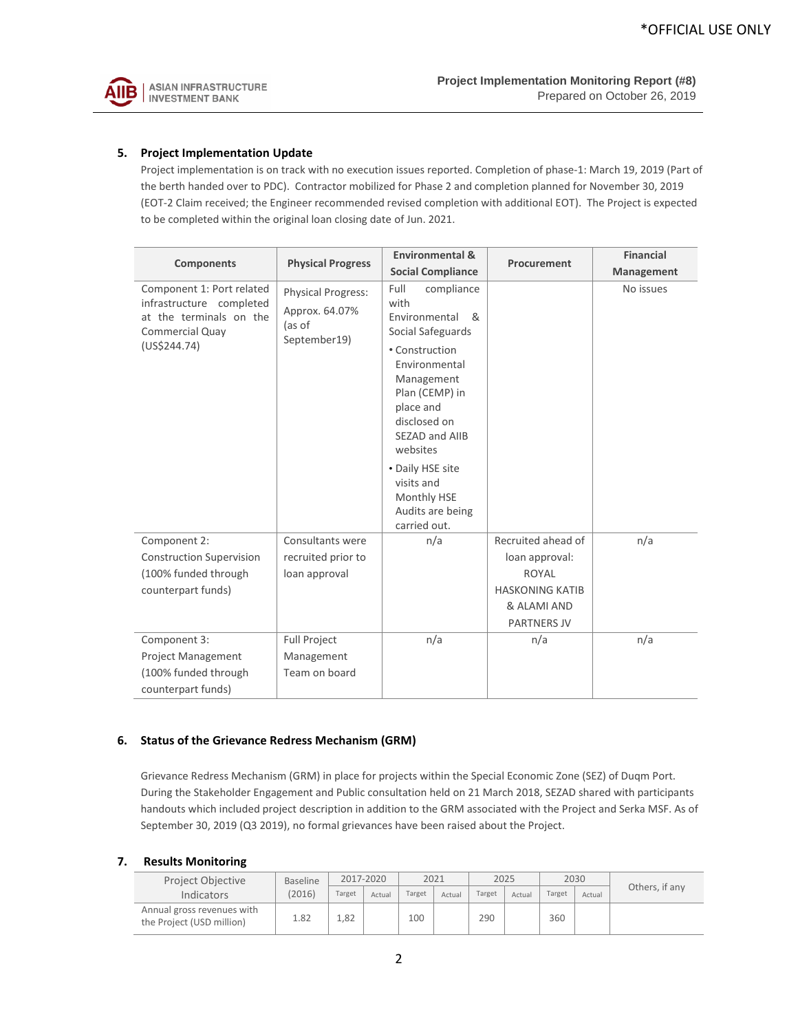## 5. Project Implementation Update

Project implementation is on track with no execution issues reported. Completion of phase-1: March 19, 2019 (Part of the berth handed over to PDC). Contractor mobilized for Phase 2 and completion planned for November 30, 2019 (EOT-2 Claim received; the Engineer recommended revised completion with additional EOT). The Project is expected to be completed within the original loan closing date of Jun. 2021.

| Components | Physical Progress | Environmental & Social Compliance | Procurement | Financial Management |
|---|---|---|---|---|
| Component 1: Port related infrastructure completed at the terminals on the Commercial Quay (US$244.74) | Physical Progress: Approx. 64.07% (as of September19) | Full compliance with Environmental & Social Safeguards<br>• Construction Environmental Management Plan (CEMP) in place and disclosed on SEZAD and AIIB websites<br>• Daily HSE site visits and Monthly HSE Audits are being carried out. | | No issues |
| Component 2: Construction Supervision (100% funded through counterpart funds) | Consultants were recruited prior to loan approval | n/a | Recruited ahead of loan approval: ROYAL HASKONING KATIB & ALAMI AND PARTNERS JV | n/a |
| Component 3: Project Management (100% funded through counterpart funds) | Full Project Management Team on board | n/a | n/a | n/a |

## 6. Status of the Grievance Redress Mechanism (GRM)

Grievance Redress Mechanism (GRM) in place for projects within the Special Economic Zone (SEZ) of Duqm Port. During the Stakeholder Engagement and Public consultation held on 21 March 2018, SEZAD shared with participants handouts which included project description in addition to the GRM associated with the Project and Serka MSF. As of September 30, 2019 (Q3 2019), no formal grievances have been raised about the Project.

## 7. Results Monitoring

| Project Objective Indicators | Baseline (2016) | 2017-2020 | | 2021 | | 2025 | | 2030 | | Others, if any |
|---|---|---|---|---|---|---|---|---|---|---|
| | | Target | Actual | Target | Actual | Target | Actual | Target | Actual | |
| Annual gross revenues with the Project (USD million) | 1.82 | 1,82 | | 100 | | 290 | | 360 | | |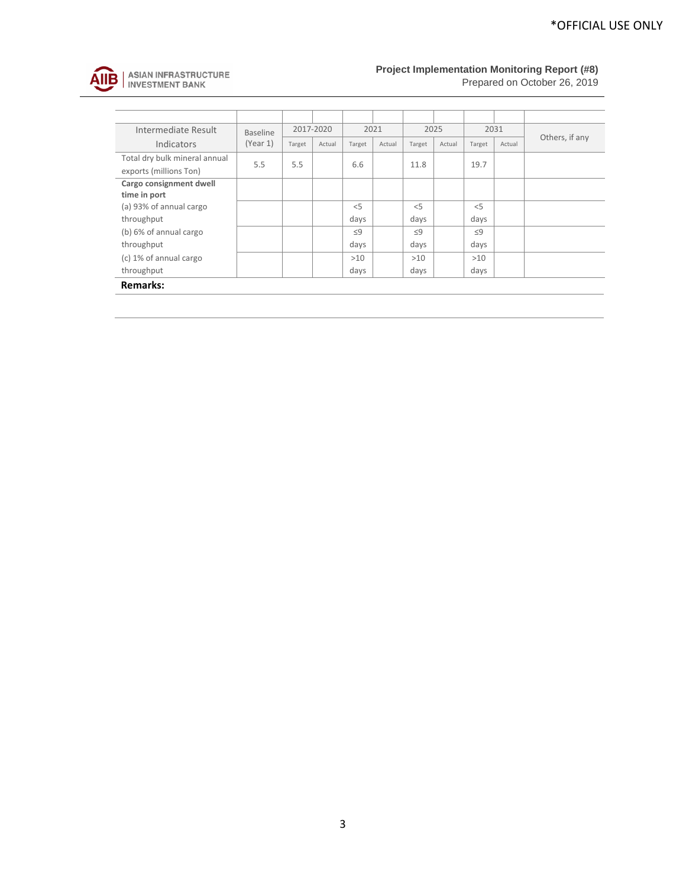| Intermediate Result Indicators | Baseline (Year 1) | 2017-2020 | | 2021 | | 2025 | | 2031 | | Others, if any |
|---|---|---|---|---|---|---|---|---|---|---|
| | | Target | Actual | Target | Actual | Target | Actual | Target | Actual | |
| Total dry bulk mineral annual exports (millions Ton) | 5.5 | 5.5 | | 6.6 | | 11.8 | | 19.7 | | |
| **Cargo consignment dwell time in port** | | | | | | | | | | |
| (a) 93% of annual cargo throughput | | | | <5 days | | <5 days | | <5 days | | |
| (b) 6% of annual cargo throughput | | | | ≤9 days | | ≤9 days | | ≤9 days | | |
| (c) 1% of annual cargo throughput | | | | >10 days | | >10 days | | >10 days | | |

**Remarks:**